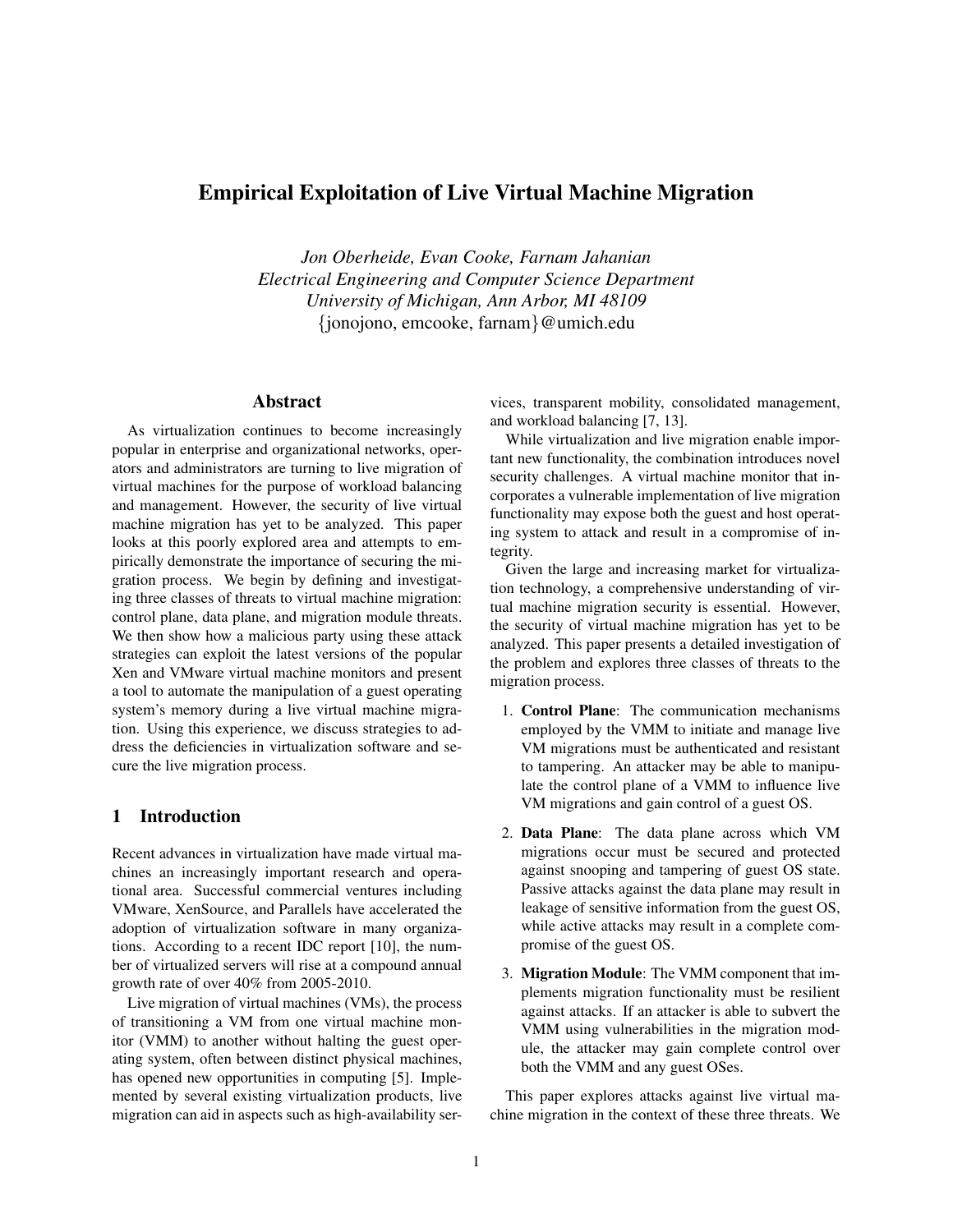# Empirical Exploitation of Live Virtual Machine Migration

*Jon Oberheide, Evan Cooke, Farnam Jahanian*
*Electrical Engineering and Computer Science Department*
*University of Michigan, Ann Arbor, MI 48109*
{jonojono, emcooke, farnam}@umich.edu

## Abstract

As virtualization continues to become increasingly popular in enterprise and organizational networks, operators and administrators are turning to live migration of virtual machines for the purpose of workload balancing and management. However, the security of live virtual machine migration has yet to be analyzed. This paper looks at this poorly explored area and attempts to empirically demonstrate the importance of securing the migration process. We begin by defining and investigating three classes of threats to virtual machine migration: control plane, data plane, and migration module threats. We then show how a malicious party using these attack strategies can exploit the latest versions of the popular Xen and VMware virtual machine monitors and present a tool to automate the manipulation of a guest operating system's memory during a live virtual machine migration. Using this experience, we discuss strategies to address the deficiencies in virtualization software and secure the live migration process.

## 1 Introduction

Recent advances in virtualization have made virtual machines an increasingly important research and operational area. Successful commercial ventures including VMware, XenSource, and Parallels have accelerated the adoption of virtualization software in many organizations. According to a recent IDC report [10], the number of virtualized servers will rise at a compound annual growth rate of over 40% from 2005-2010.

Live migration of virtual machines (VMs), the process of transitioning a VM from one virtual machine monitor (VMM) to another without halting the guest operating system, often between distinct physical machines, has opened new opportunities in computing [5]. Implemented by several existing virtualization products, live migration can aid in aspects such as high-availability services, transparent mobility, consolidated management, and workload balancing [7, 13].

While virtualization and live migration enable important new functionality, the combination introduces novel security challenges. A virtual machine monitor that incorporates a vulnerable implementation of live migration functionality may expose both the guest and host operating system to attack and result in a compromise of integrity.

Given the large and increasing market for virtualization technology, a comprehensive understanding of virtual machine migration security is essential. However, the security of virtual machine migration has yet to be analyzed. This paper presents a detailed investigation of the problem and explores three classes of threats to the migration process.

1. **Control Plane**: The communication mechanisms employed by the VMM to initiate and manage live VM migrations must be authenticated and resistant to tampering. An attacker may be able to manipulate the control plane of a VMM to influence live VM migrations and gain control of a guest OS.
2. **Data Plane**: The data plane across which VM migrations occur must be secured and protected against snooping and tampering of guest OS state. Passive attacks against the data plane may result in leakage of sensitive information from the guest OS, while active attacks may result in a complete compromise of the guest OS.
3. **Migration Module**: The VMM component that implements migration functionality must be resilient against attacks. If an attacker is able to subvert the VMM using vulnerabilities in the migration module, the attacker may gain complete control over both the VMM and any guest OSes.

This paper explores attacks against live virtual machine migration in the context of these three threats. We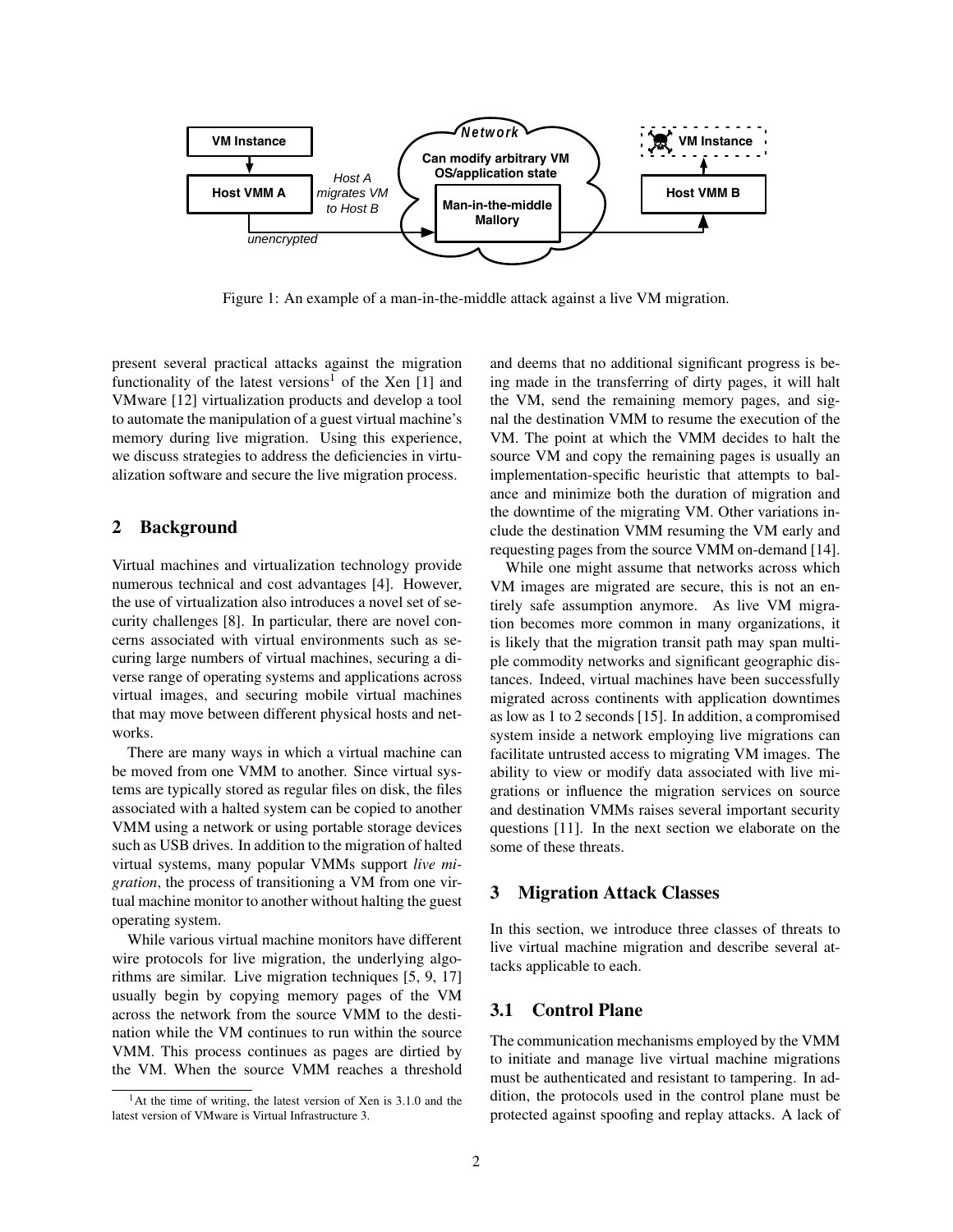VM Instance

Host VMM A

Host A migrates VM to Host B

unencrypted

Network

Can modify arbitrary VM OS/application state

Man-in-the-middle Mallory

VM Instance

Host VMM B

Figure 1: An example of a man-in-the-middle attack against a live VM migration.

present several practical attacks against the migration functionality of the latest versions[1] of the Xen [1] and VMware [12] virtualization products and develop a tool to automate the manipulation of a guest virtual machine's memory during live migration. Using this experience, we discuss strategies to address the deficiencies in virtualization software and secure the live migration process.

## 2 Background

Virtual machines and virtualization technology provide numerous technical and cost advantages [4]. However, the use of virtualization also introduces a novel set of security challenges [8]. In particular, there are novel concerns associated with virtual environments such as securing large numbers of virtual machines, securing a diverse range of operating systems and applications across virtual images, and securing mobile virtual machines that may move between different physical hosts and networks.

There are many ways in which a virtual machine can be moved from one VMM to another. Since virtual systems are typically stored as regular files on disk, the files associated with a halted system can be copied to another VMM using a network or using portable storage devices such as USB drives. In addition to the migration of halted virtual systems, many popular VMMs support *live migration*, the process of transitioning a VM from one virtual machine monitor to another without halting the guest operating system.

While various virtual machine monitors have different wire protocols for live migration, the underlying algorithms are similar. Live migration techniques [5, 9, 17] usually begin by copying memory pages of the VM across the network from the source VMM to the destination while the VM continues to run within the source VMM. This process continues as pages are dirtied by the VM. When the source VMM reaches a threshold and deems that no additional significant progress is being made in the transferring of dirty pages, it will halt the VM, send the remaining memory pages, and signal the destination VMM to resume the execution of the VM. The point at which the VMM decides to halt the source VM and copy the remaining pages is usually an implementation-specific heuristic that attempts to balance and minimize both the duration of migration and the downtime of the migrating VM. Other variations include the destination VMM resuming the VM early and requesting pages from the source VMM on-demand [14].

While one might assume that networks across which VM images are migrated are secure, this is not an entirely safe assumption anymore. As live VM migration becomes more common in many organizations, it is likely that the migration transit path may span multiple commodity networks and significant geographic distances. Indeed, virtual machines have been successfully migrated across continents with application downtimes as low as 1 to 2 seconds [15]. In addition, a compromised system inside a network employing live migrations can facilitate untrusted access to migrating VM images. The ability to view or modify data associated with live migrations or influence the migration services on source and destination VMMs raises several important security questions [11]. In the next section we elaborate on the some of these threats.

## 3 Migration Attack Classes

In this section, we introduce three classes of threats to live virtual machine migration and describe several attacks applicable to each.

### 3.1 Control Plane

The communication mechanisms employed by the VMM to initiate and manage live virtual machine migrations must be authenticated and resistant to tampering. In addition, the protocols used in the control plane must be protected against spoofing and replay attacks. A lack of

[1] At the time of writing, the latest version of Xen is 3.1.0 and the latest version of VMware is Virtual Infrastructure 3.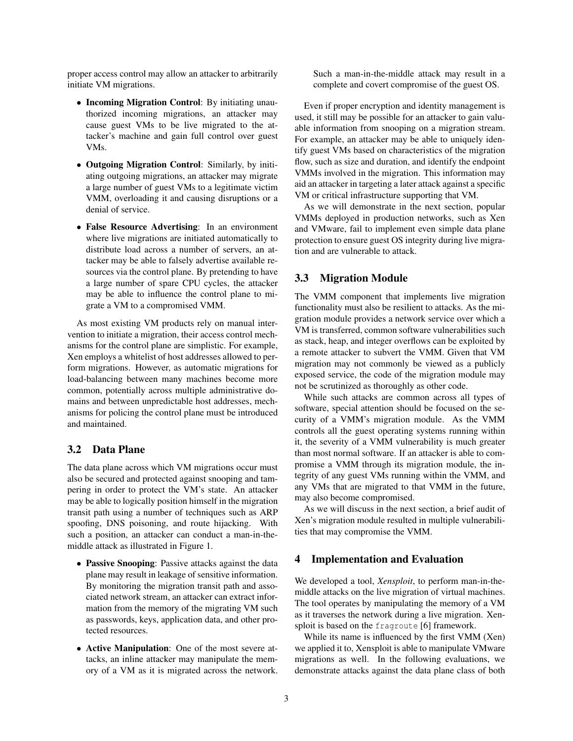proper access control may allow an attacker to arbitrarily initiate VM migrations.

- **Incoming Migration Control**: By initiating unauthorized incoming migrations, an attacker may cause guest VMs to be live migrated to the attacker's machine and gain full control over guest VMs.
- **Outgoing Migration Control**: Similarly, by initiating outgoing migrations, an attacker may migrate a large number of guest VMs to a legitimate victim VMM, overloading it and causing disruptions or a denial of service.
- **False Resource Advertising**: In an environment where live migrations are initiated automatically to distribute load across a number of servers, an attacker may be able to falsely advertise available resources via the control plane. By pretending to have a large number of spare CPU cycles, the attacker may be able to influence the control plane to migrate a VM to a compromised VMM.

As most existing VM products rely on manual intervention to initiate a migration, their access control mechanisms for the control plane are simplistic. For example, Xen employs a whitelist of host addresses allowed to perform migrations. However, as automatic migrations for load-balancing between many machines become more common, potentially across multiple administrative domains and between unpredictable host addresses, mechanisms for policing the control plane must be introduced and maintained.

### 3.2 Data Plane

The data plane across which VM migrations occur must also be secured and protected against snooping and tampering in order to protect the VM's state. An attacker may be able to logically position himself in the migration transit path using a number of techniques such as ARP spoofing, DNS poisoning, and route hijacking. With such a position, an attacker can conduct a man-in-the-middle attack as illustrated in Figure 1.

- **Passive Snooping**: Passive attacks against the data plane may result in leakage of sensitive information. By monitoring the migration transit path and associated network stream, an attacker can extract information from the memory of the migrating VM such as passwords, keys, application data, and other protected resources.
- **Active Manipulation**: One of the most severe attacks, an inline attacker may manipulate the memory of a VM as it is migrated across the network. Such a man-in-the-middle attack may result in a complete and covert compromise of the guest OS.

Even if proper encryption and identity management is used, it still may be possible for an attacker to gain valuable information from snooping on a migration stream. For example, an attacker may be able to uniquely identify guest VMs based on characteristics of the migration flow, such as size and duration, and identify the endpoint VMMs involved in the migration. This information may aid an attacker in targeting a later attack against a specific VM or critical infrastructure supporting that VM.

As we will demonstrate in the next section, popular VMMs deployed in production networks, such as Xen and VMware, fail to implement even simple data plane protection to ensure guest OS integrity during live migration and are vulnerable to attack.

### 3.3 Migration Module

The VMM component that implements live migration functionality must also be resilient to attacks. As the migration module provides a network service over which a VM is transferred, common software vulnerabilities such as stack, heap, and integer overflows can be exploited by a remote attacker to subvert the VMM. Given that VM migration may not commonly be viewed as a publicly exposed service, the code of the migration module may not be scrutinized as thoroughly as other code.

While such attacks are common across all types of software, special attention should be focused on the security of a VMM's migration module. As the VMM controls all the guest operating systems running within it, the severity of a VMM vulnerability is much greater than most normal software. If an attacker is able to compromise a VMM through its migration module, the integrity of any guest VMs running within the VMM, and any VMs that are migrated to that VMM in the future, may also become compromised.

As we will discuss in the next section, a brief audit of Xen's migration module resulted in multiple vulnerabilities that may compromise the VMM.

## 4 Implementation and Evaluation

We developed a tool, *Xensploit*, to perform man-in-the-middle attacks on the live migration of virtual machines. The tool operates by manipulating the memory of a VM as it traverses the network during a live migration. Xensploit is based on the `fragroute` [6] framework.

While its name is influenced by the first VMM (Xen) we applied it to, Xensploit is able to manipulate VMware migrations as well. In the following evaluations, we demonstrate attacks against the data plane class of both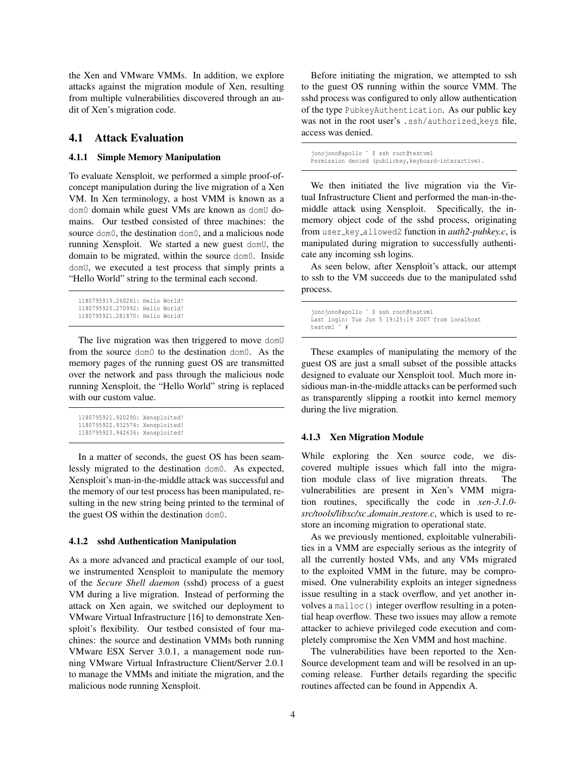the Xen and VMware VMMs. In addition, we explore attacks against the migration module of Xen, resulting from multiple vulnerabilities discovered through an audit of Xen's migration code.

## 4.1 Attack Evaluation

### 4.1.1 Simple Memory Manipulation

To evaluate Xensploit, we performed a simple proof-of-concept manipulation during the live migration of a Xen VM. In Xen terminology, a host VMM is known as a dom0 domain while guest VMs are known as domU domains. Our testbed consisted of three machines: the source dom0, the destination dom0, and a malicious node running Xensploit. We started a new guest domU, the domain to be migrated, within the source dom0. Inside domU, we executed a test process that simply prints a "Hello World" string to the terminal each second.

```
1180795919.260261: Hello World!
1180795920.270992: Hello World!
1180795921.281870: Hello World!
```

The live migration was then triggered to move domU from the source dom0 to the destination dom0. As the memory pages of the running guest OS are transmitted over the network and pass through the malicious node running Xensploit, the "Hello World" string is replaced with our custom value.

```
1180795921.920290: Xensploited!
1180795922.932574: Xensploited!
1180795923.942636: Xensploited!
```

In a matter of seconds, the guest OS has been seamlessly migrated to the destination dom0. As expected, Xensploit's man-in-the-middle attack was successful and the memory of our test process has been manipulated, resulting in the new string being printed to the terminal of the guest OS within the destination dom0.

### 4.1.2 sshd Authentication Manipulation

As a more advanced and practical example of our tool, we instrumented Xensploit to manipulate the memory of the *Secure Shell daemon* (sshd) process of a guest VM during a live migration. Instead of performing the attack on Xen again, we switched our deployment to VMware Virtual Infrastructure [16] to demonstrate Xensploit's flexibility. Our testbed consisted of four machines: the source and destination VMMs both running VMware ESX Server 3.0.1, a management node running VMware Virtual Infrastructure Client/Server 2.0.1 to manage the VMMs and initiate the migration, and the malicious node running Xensploit.

Before initiating the migration, we attempted to ssh to the guest OS running within the source VMM. The sshd process was configured to only allow authentication of the type PubkeyAuthentication. As our public key was not in the root user's .ssh/authorized_keys file, access was denied.

```
jonojono@apollo ~ $ ssh root@testvm1
Permission denied (publickey,keyboard-interactive).
```

We then initiated the live migration via the Virtual Infrastructure Client and performed the man-in-the-middle attack using Xensploit. Specifically, the in-memory object code of the sshd process, originating from user_key_allowed2 function in *auth2-pubkey.c*, is manipulated during migration to successfully authenticate any incoming ssh logins.

As seen below, after Xensploit's attack, our attempt to ssh to the VM succeeds due to the manipulated sshd process.

```
jonojono@apollo ~ $ ssh root@testvm1
Last login: Tue Jun 5 19:25:19 2007 from localhost
testvm1 ~ #
```

These examples of manipulating the memory of the guest OS are just a small subset of the possible attacks designed to evaluate our Xensploit tool. Much more insidious man-in-the-middle attacks can be performed such as transparently slipping a rootkit into kernel memory during the live migration.

### 4.1.3 Xen Migration Module

While exploring the Xen source code, we discovered multiple issues which fall into the migration module class of live migration threats. The vulnerabilities are present in Xen's VMM migration routines, specifically the code in *xen-3.1.0-src/tools/libxc/xc_domain_restore.c*, which is used to restore an incoming migration to operational state.

As we previously mentioned, exploitable vulnerabilities in a VMM are especially serious as the integrity of all the currently hosted VMs, and any VMs migrated to the exploited VMM in the future, may be compromised. One vulnerability exploits an integer signedness issue resulting in a stack overflow, and yet another involves a malloc() integer overflow resulting in a potential heap overflow. These two issues may allow a remote attacker to achieve privileged code execution and completely compromise the Xen VMM and host machine.

The vulnerabilities have been reported to the XenSource development team and will be resolved in an upcoming release. Further details regarding the specific routines affected can be found in Appendix A.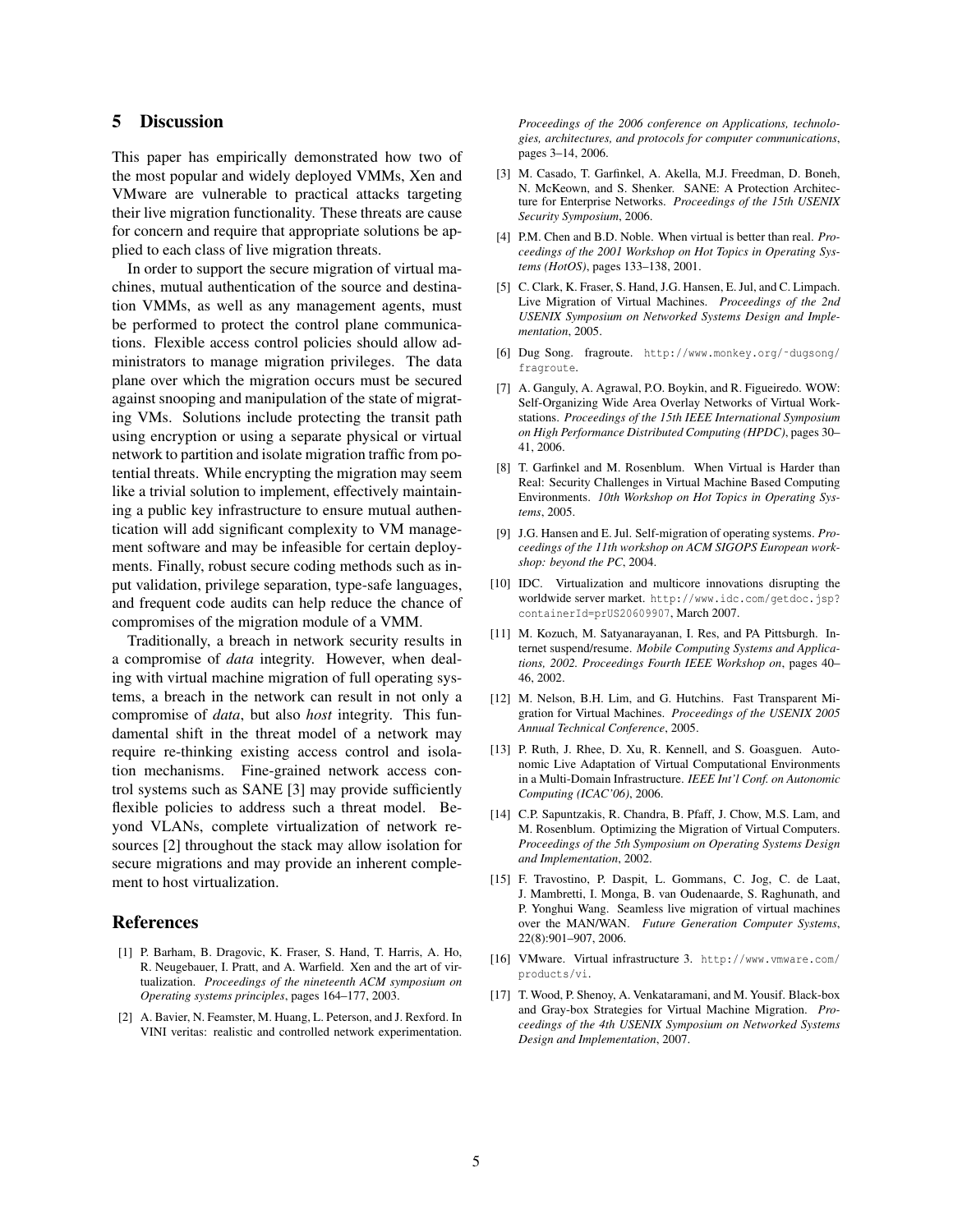## 5 Discussion

This paper has empirically demonstrated how two of the most popular and widely deployed VMMs, Xen and VMware are vulnerable to practical attacks targeting their live migration functionality. These threats are cause for concern and require that appropriate solutions be applied to each class of live migration threats.

In order to support the secure migration of virtual machines, mutual authentication of the source and destination VMMs, as well as any management agents, must be performed to protect the control plane communications. Flexible access control policies should allow administrators to manage migration privileges. The data plane over which the migration occurs must be secured against snooping and manipulation of the state of migrating VMs. Solutions include protecting the transit path using encryption or using a separate physical or virtual network to partition and isolate migration traffic from potential threats. While encrypting the migration may seem like a trivial solution to implement, effectively maintaining a public key infrastructure to ensure mutual authentication will add significant complexity to VM management software and may be infeasible for certain deployments. Finally, robust secure coding methods such as input validation, privilege separation, type-safe languages, and frequent code audits can help reduce the chance of compromises of the migration module of a VMM.

Traditionally, a breach in network security results in a compromise of *data* integrity. However, when dealing with virtual machine migration of full operating systems, a breach in the network can result in not only a compromise of *data*, but also *host* integrity. This fundamental shift in the threat model of a network may require re-thinking existing access control and isolation mechanisms. Fine-grained network access control systems such as SANE [3] may provide sufficiently flexible policies to address such a threat model. Beyond VLANs, complete virtualization of network resources [2] throughout the stack may allow isolation for secure migrations and may provide an inherent complement to host virtualization.

## References

[1] P. Barham, B. Dragovic, K. Fraser, S. Hand, T. Harris, A. Ho, R. Neugebauer, I. Pratt, and A. Warfield. Xen and the art of virtualization. *Proceedings of the nineteenth ACM symposium on Operating systems principles*, pages 164–177, 2003.

[2] A. Bavier, N. Feamster, M. Huang, L. Peterson, and J. Rexford. In VINI veritas: realistic and controlled network experimentation. *Proceedings of the 2006 conference on Applications, technologies, architectures, and protocols for computer communications*, pages 3–14, 2006.

[3] M. Casado, T. Garfinkel, A. Akella, M.J. Freedman, D. Boneh, N. McKeown, and S. Shenker. SANE: A Protection Architecture for Enterprise Networks. *Proceedings of the 15th USENIX Security Symposium*, 2006.

[4] P.M. Chen and B.D. Noble. When virtual is better than real. *Proceedings of the 2001 Workshop on Hot Topics in Operating Systems (HotOS)*, pages 133–138, 2001.

[5] C. Clark, K. Fraser, S. Hand, J.G. Hansen, E. Jul, and C. Limpach. Live Migration of Virtual Machines. *Proceedings of the 2nd USENIX Symposium on Networked Systems Design and Implementation*, 2005.

[6] Dug Song. fragroute. http://www.monkey.org/~dugsong/fragroute.

[7] A. Ganguly, A. Agrawal, P.O. Boykin, and R. Figueiredo. WOW: Self-Organizing Wide Area Overlay Networks of Virtual Workstations. *Proceedings of the 15th IEEE International Symposium on High Performance Distributed Computing (HPDC)*, pages 30–41, 2006.

[8] T. Garfinkel and M. Rosenblum. When Virtual is Harder than Real: Security Challenges in Virtual Machine Based Computing Environments. *10th Workshop on Hot Topics in Operating Systems*, 2005.

[9] J.G. Hansen and E. Jul. Self-migration of operating systems. *Proceedings of the 11th workshop on ACM SIGOPS European workshop: beyond the PC*, 2004.

[10] IDC. Virtualization and multicore innovations disrupting the worldwide server market. http://www.idc.com/getdoc.jsp?containerId=prUS20609907, March 2007.

[11] M. Kozuch, M. Satyanarayanan, I. Res, and PA Pittsburgh. Internet suspend/resume. *Mobile Computing Systems and Applications, 2002. Proceedings Fourth IEEE Workshop on*, pages 40–46, 2002.

[12] M. Nelson, B.H. Lim, and G. Hutchins. Fast Transparent Migration for Virtual Machines. *Proceedings of the USENIX 2005 Annual Technical Conference*, 2005.

[13] P. Ruth, J. Rhee, D. Xu, R. Kennell, and S. Goasguen. Autonomic Live Adaptation of Virtual Computational Environments in a Multi-Domain Infrastructure. *IEEE Int'l Conf. on Autonomic Computing (ICAC'06)*, 2006.

[14] C.P. Sapuntzakis, R. Chandra, B. Pfaff, J. Chow, M.S. Lam, and M. Rosenblum. Optimizing the Migration of Virtual Computers. *Proceedings of the 5th Symposium on Operating Systems Design and Implementation*, 2002.

[15] F. Travostino, P. Daspit, L. Gommans, C. Jog, C. de Laat, J. Mambretti, I. Monga, B. van Oudenaarde, S. Raghunath, and P. Yonghui Wang. Seamless live migration of virtual machines over the MAN/WAN. *Future Generation Computer Systems*, 22(8):901–907, 2006.

[16] VMware. Virtual infrastructure 3. http://www.vmware.com/products/vi.

[17] T. Wood, P. Shenoy, A. Venkataramani, and M. Yousif. Black-box and Gray-box Strategies for Virtual Machine Migration. *Proceedings of the 4th USENIX Symposium on Networked Systems Design and Implementation*, 2007.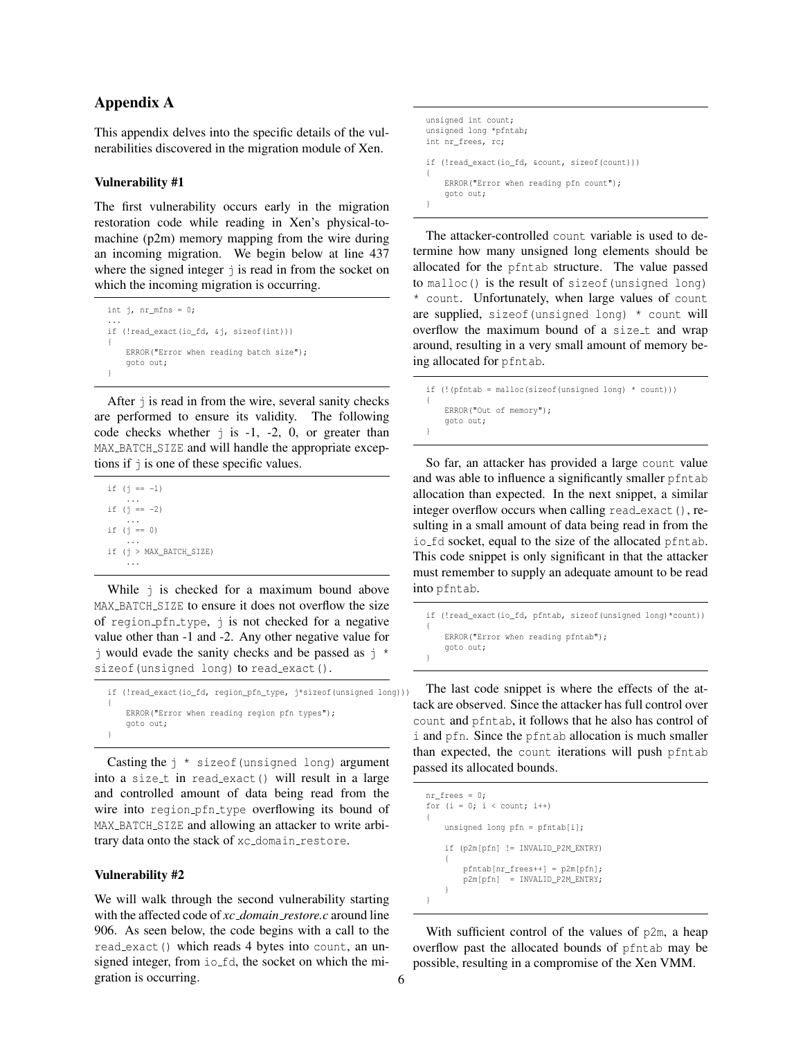## Appendix A

This appendix delves into the specific details of the vulnerabilities discovered in the migration module of Xen.

### Vulnerability #1

The first vulnerability occurs early in the migration restoration code while reading in Xen's physical-to-machine (p2m) memory mapping from the wire during an incoming migration. We begin below at line 437 where the signed integer `j` is read in from the socket on which the incoming migration is occurring.

```
int j, nr_mfns = 0;
...
if (!read_exact(io_fd, &j, sizeof(int)))
{
    ERROR("Error when reading batch size");
    goto out;
}
```

After `j` is read in from the wire, several sanity checks are performed to ensure its validity. The following code checks whether `j` is -1, -2, 0, or greater than `MAX_BATCH_SIZE` and will handle the appropriate exceptions if `j` is one of these specific values.

```
if (j == -1)
    ...
if (j == -2)
    ...
if (j == 0)
    ...
if (j > MAX_BATCH_SIZE)
    ...
```

While `j` is checked for a maximum bound above `MAX_BATCH_SIZE` to ensure it does not overflow the size of `region_pfn_type`, `j` is not checked for a negative value other than -1 and -2. Any other negative value for `j` would evade the sanity checks and be passed as `j * sizeof(unsigned long)` to `read_exact()`.

```
if (!read_exact(io_fd, region_pfn_type, j*sizeof(unsigned long)))
{
    ERROR("Error when reading region pfn types");
    goto out;
}
```

Casting the `j * sizeof(unsigned long)` argument into a `size_t` in `read_exact()` will result in a large and controlled amount of data being read from the wire into `region_pfn_type` overflowing its bound of `MAX_BATCH_SIZE` and allowing an attacker to write arbitrary data onto the stack of `xc_domain_restore`.

### Vulnerability #2

We will walk through the second vulnerability starting with the affected code of *xc_domain_restore.c* around line 906. As seen below, the code begins with a call to the `read_exact()` which reads 4 bytes into `count`, an unsigned integer, from `io_fd`, the socket on which the migration is occurring.

```
unsigned int count;
unsigned long *pfntab;
int nr_frees, rc;

if (!read_exact(io_fd, &count, sizeof(count)))
{
    ERROR("Error when reading pfn count");
    goto out;
}
```

The attacker-controlled `count` variable is used to determine how many unsigned long elements should be allocated for the `pfntab` structure. The value passed to `malloc()` is the result of `sizeof(unsigned long) * count`. Unfortunately, when large values of `count` are supplied, `sizeof(unsigned long) * count` will overflow the maximum bound of a `size_t` and wrap around, resulting in a very small amount of memory being allocated for `pfntab`.

```
if (!(pfntab = malloc(sizeof(unsigned long) * count)))
{
    ERROR("Out of memory");
    goto out;
}
```

So far, an attacker has provided a large `count` value and was able to influence a significantly smaller `pfntab` allocation than expected. In the next snippet, a similar integer overflow occurs when calling `read_exact()`, resulting in a small amount of data being read in from the `io_fd` socket, equal to the size of the allocated `pfntab`. This code snippet is only significant in that the attacker must remember to supply an adequate amount to be read into `pfntab`.

```
if (!read_exact(io_fd, pfntab, sizeof(unsigned long)*count))
{
    ERROR("Error when reading pfntab");
    goto out;
}
```

The last code snippet is where the effects of the attack are observed. Since the attacker has full control over `count` and `pfntab`, it follows that he also has control of `i` and `pfn`. Since the `pfntab` allocation is much smaller than expected, the `count` iterations will push `pfntab` passed its allocated bounds.

```
nr_frees = 0;
for (i = 0; i < count; i++)
{
    unsigned long pfn = pfntab[i];

    if (p2m[pfn] != INVALID_P2M_ENTRY)
    {
        pfntab[nr_frees++] = p2m[pfn];
        p2m[pfn]  = INVALID_P2M_ENTRY;
    }
}
```

With sufficient control of the values of `p2m`, a heap overflow past the allocated bounds of `pfntab` may be possible, resulting in a compromise of the Xen VMM.